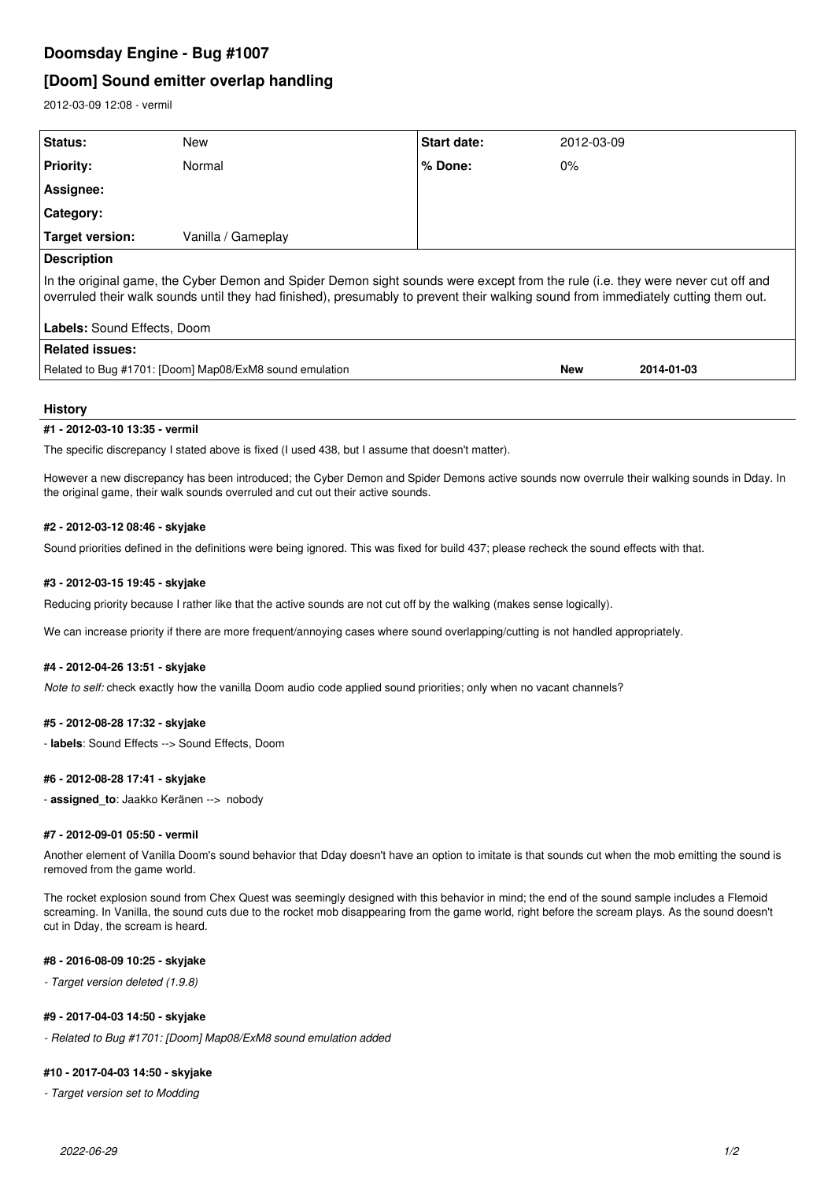# Doomsday Engine - Bug #1007

## [Doom] Sound emitter overlap handling

2012-03-09 12:08 - vermil

| Status: | New | Start date: | 2012-03-09 |
| --- | --- | --- | --- |
| Priority: | Normal | % Done: | 0% |
| Assignee: | | | |
| Category: | | | |
| Target version: | Vanilla / Gameplay | | |

**Description**

In the original game, the Cyber Demon and Spider Demon sight sounds were except from the rule (i.e. they were never cut off and overruled their walk sounds until they had finished), presumably to prevent their walking sound from immediately cutting them out.

**Labels:** Sound Effects, Doom

**Related issues:**

| | | |
| --- | --- | --- |
| Related to Bug #1701: [Doom] Map08/ExM8 sound emulation | New | 2014-01-03 |

### History

#### #1 - 2012-03-10 13:35 - vermil

The specific discrepancy I stated above is fixed (I used 438, but I assume that doesn't matter).

However a new discrepancy has been introduced; the Cyber Demon and Spider Demons active sounds now overrule their walking sounds in Dday. In the original game, their walk sounds overruled and cut out their active sounds.

#### #2 - 2012-03-12 08:46 - skyjake

Sound priorities defined in the definitions were being ignored. This was fixed for build 437; please recheck the sound effects with that.

#### #3 - 2012-03-15 19:45 - skyjake

Reducing priority because I rather like that the active sounds are not cut off by the walking (makes sense logically).

We can increase priority if there are more frequent/annoying cases where sound overlapping/cutting is not handled appropriately.

#### #4 - 2012-04-26 13:51 - skyjake

*Note to self:* check exactly how the vanilla Doom audio code applied sound priorities; only when no vacant channels?

#### #5 - 2012-08-28 17:32 - skyjake

- **labels**: Sound Effects --> Sound Effects, Doom

#### #6 - 2012-08-28 17:41 - skyjake

- **assigned_to**: Jaakko Keränen --> nobody

#### #7 - 2012-09-01 05:50 - vermil

Another element of Vanilla Doom's sound behavior that Dday doesn't have an option to imitate is that sounds cut when the mob emitting the sound is removed from the game world.

The rocket explosion sound from Chex Quest was seemingly designed with this behavior in mind; the end of the sound sample includes a Flemoid screaming. In Vanilla, the sound cuts due to the rocket mob disappearing from the game world, right before the scream plays. As the sound doesn't cut in Dday, the scream is heard.

#### #8 - 2016-08-09 10:25 - skyjake

*- Target version deleted (1.9.8)*

#### #9 - 2017-04-03 14:50 - skyjake

*- Related to Bug #1701: [Doom] Map08/ExM8 sound emulation added*

#### #10 - 2017-04-03 14:50 - skyjake

*- Target version set to Modding*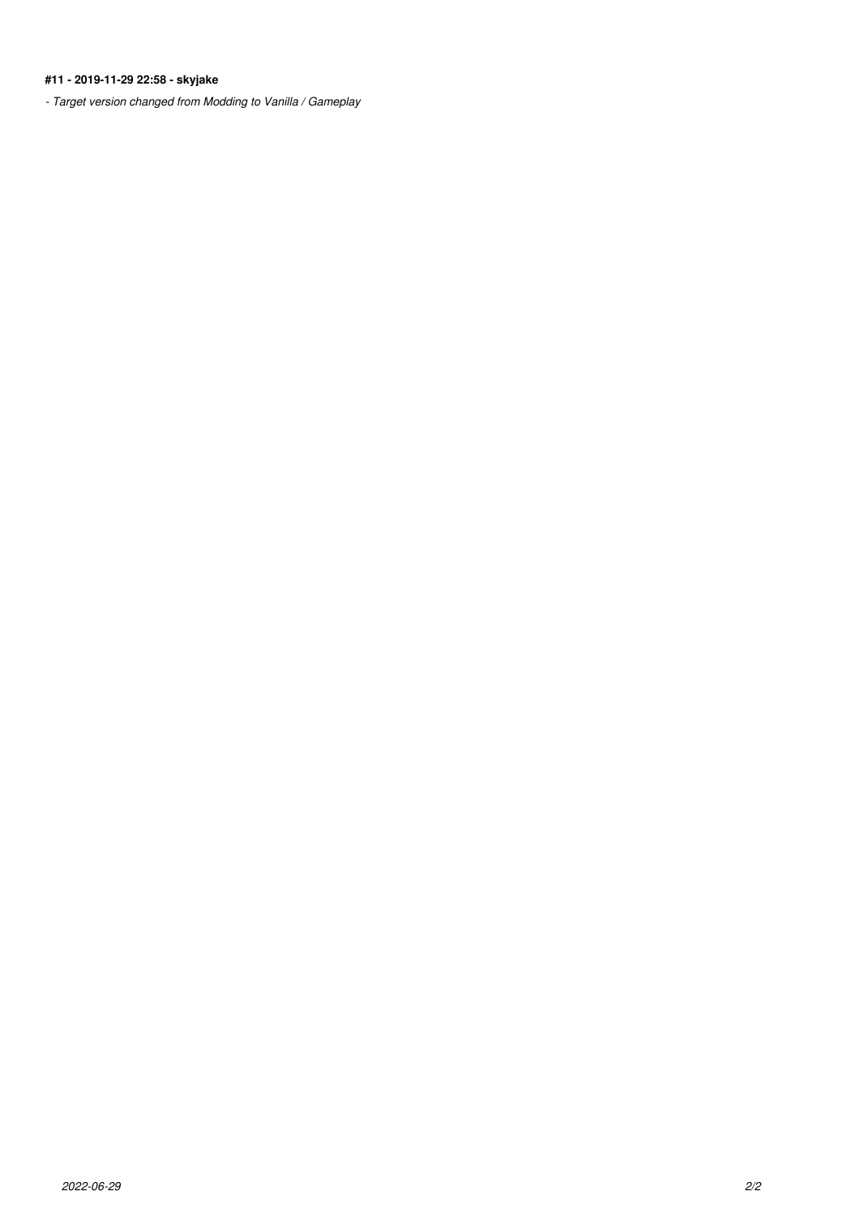**#11 - 2019-11-29 22:58 - skyjake**

*- Target version changed from Modding to Vanilla / Gameplay*